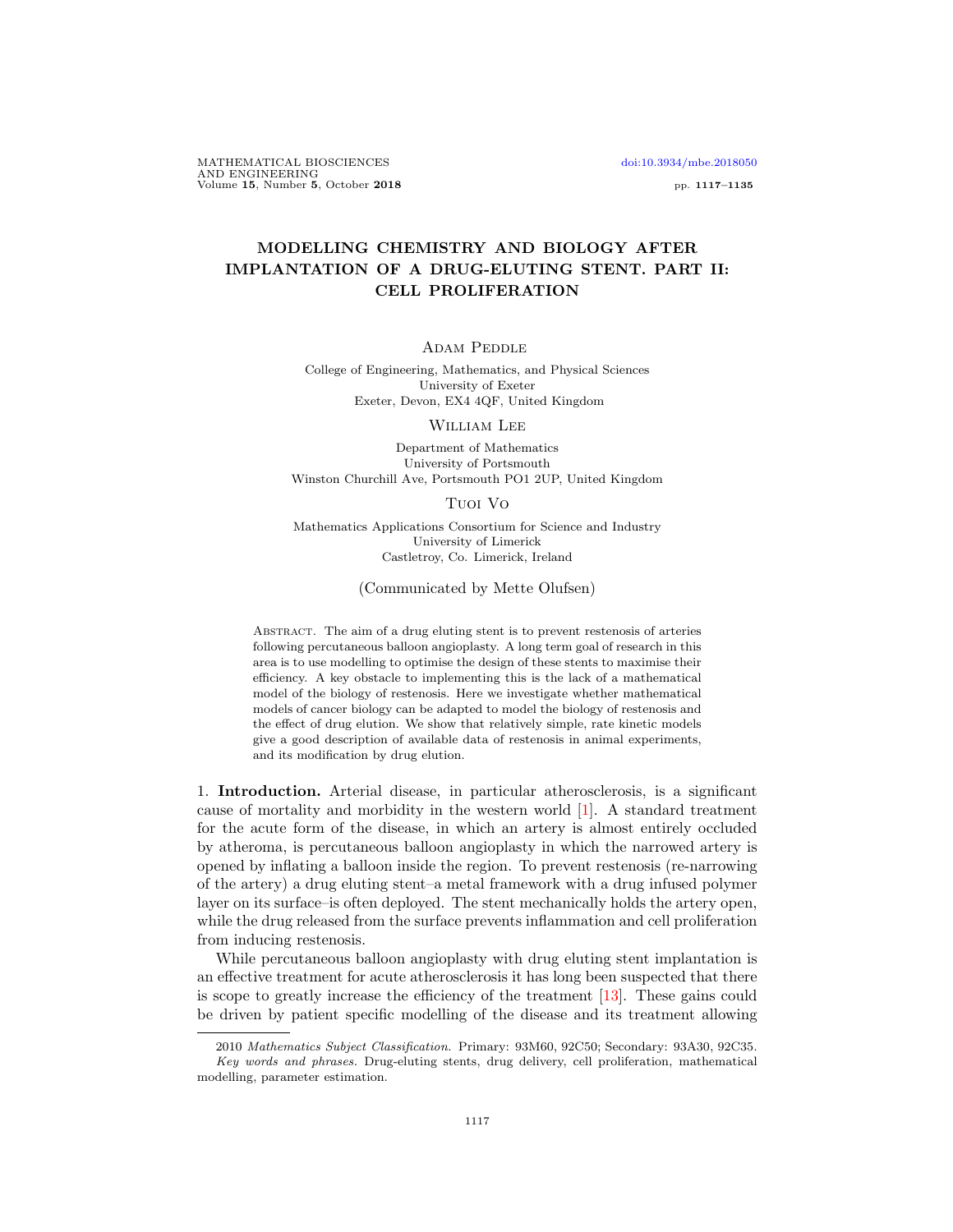# MODELLING CHEMISTRY AND BIOLOGY AFTER IMPLANTATION OF A DRUG-ELUTING STENT. PART II: CELL PROLIFERATION

Adam Peddle

College of Engineering, Mathematics, and Physical Sciences
University of Exeter
Exeter, Devon, EX4 4QF, United Kingdom

William Lee

Department of Mathematics
University of Portsmouth
Winston Churchill Ave, Portsmouth PO1 2UP, United Kingdom

Tuoi Vo

Mathematics Applications Consortium for Science and Industry
University of Limerick
Castletroy, Co. Limerick, Ireland

(Communicated by Mette Olufsen)

Abstract. The aim of a drug eluting stent is to prevent restenosis of arteries following percutaneous balloon angioplasty. A long term goal of research in this area is to use modelling to optimise the design of these stents to maximise their efficiency. A key obstacle to implementing this is the lack of a mathematical model of the biology of restenosis. Here we investigate whether mathematical models of cancer biology can be adapted to model the biology of restenosis and the effect of drug elution. We show that relatively simple, rate kinetic models give a good description of available data of restenosis in animal experiments, and its modification by drug elution.

1. **Introduction.** Arterial disease, in particular atherosclerosis, is a significant cause of mortality and morbidity in the western world [1]. A standard treatment for the acute form of the disease, in which an artery is almost entirely occluded by atheroma, is percutaneous balloon angioplasty in which the narrowed artery is opened by inflating a balloon inside the region. To prevent restenosis (re-narrowing of the artery) a drug eluting stent–a metal framework with a drug infused polymer layer on its surface–is often deployed. The stent mechanically holds the artery open, while the drug released from the surface prevents inflammation and cell proliferation from inducing restenosis.

While percutaneous balloon angioplasty with drug eluting stent implantation is an effective treatment for acute atherosclerosis it has long been suspected that there is scope to greatly increase the efficiency of the treatment [13]. These gains could be driven by patient specific modelling of the disease and its treatment allowing

---

2010 *Mathematics Subject Classification.* Primary: 93M60, 92C50; Secondary: 93A30, 92C35.

*Key words and phrases.* Drug-eluting stents, drug delivery, cell proliferation, mathematical modelling, parameter estimation.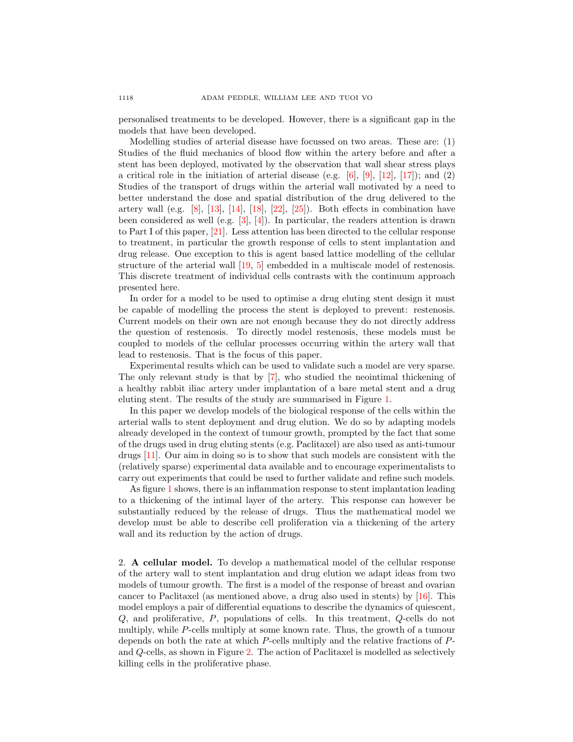personalised treatments to be developed. However, there is a significant gap in the models that have been developed.

Modelling studies of arterial disease have focussed on two areas. These are: (1) Studies of the fluid mechanics of blood flow within the artery before and after a stent has been deployed, motivated by the observation that wall shear stress plays a critical role in the initiation of arterial disease (e.g. [6], [9], [12], [17]); and (2) Studies of the transport of drugs within the arterial wall motivated by a need to better understand the dose and spatial distribution of the drug delivered to the artery wall (e.g. [8], [13], [14], [18], [22], [25]). Both effects in combination have been considered as well (e.g. [3], [4]). In particular, the readers attention is drawn to Part I of this paper, [21]. Less attention has been directed to the cellular response to treatment, in particular the growth response of cells to stent implantation and drug release. One exception to this is agent based lattice modelling of the cellular structure of the arterial wall [19, 5] embedded in a multiscale model of restenosis. This discrete treatment of individual cells contrasts with the continuum approach presented here.

In order for a model to be used to optimise a drug eluting stent design it must be capable of modelling the process the stent is deployed to prevent: restenosis. Current models on their own are not enough because they do not directly address the question of restenosis. To directly model restenosis, these models must be coupled to models of the cellular processes occurring within the artery wall that lead to restenosis. That is the focus of this paper.

Experimental results which can be used to validate such a model are very sparse. The only relevant study is that by [7], who studied the neointimal thickening of a healthy rabbit iliac artery under implantation of a bare metal stent and a drug eluting stent. The results of the study are summarised in Figure 1.

In this paper we develop models of the biological response of the cells within the arterial walls to stent deployment and drug elution. We do so by adapting models already developed in the context of tumour growth, prompted by the fact that some of the drugs used in drug eluting stents (e.g. Paclitaxel) are also used as anti-tumour drugs [11]. Our aim in doing so is to show that such models are consistent with the (relatively sparse) experimental data available and to encourage experimentalists to carry out experiments that could be used to further validate and refine such models.

As figure 1 shows, there is an inflammation response to stent implantation leading to a thickening of the intimal layer of the artery. This response can however be substantially reduced by the release of drugs. Thus the mathematical model we develop must be able to describe cell proliferation via a thickening of the artery wall and its reduction by the action of drugs.

## 2. A cellular model.

To develop a mathematical model of the cellular response of the artery wall to stent implantation and drug elution we adapt ideas from two models of tumour growth. The first is a model of the response of breast and ovarian cancer to Paclitaxel (as mentioned above, a drug also used in stents) by [16]. This model employs a pair of differential equations to describe the dynamics of quiescent, $Q$, and proliferative, $P$, populations of cells. In this treatment, $Q$-cells do not multiply, while $P$-cells multiply at some known rate. Thus, the growth of a tumour depends on both the rate at which $P$-cells multiply and the relative fractions of $P$- and $Q$-cells, as shown in Figure 2. The action of Paclitaxel is modelled as selectively killing cells in the proliferative phase.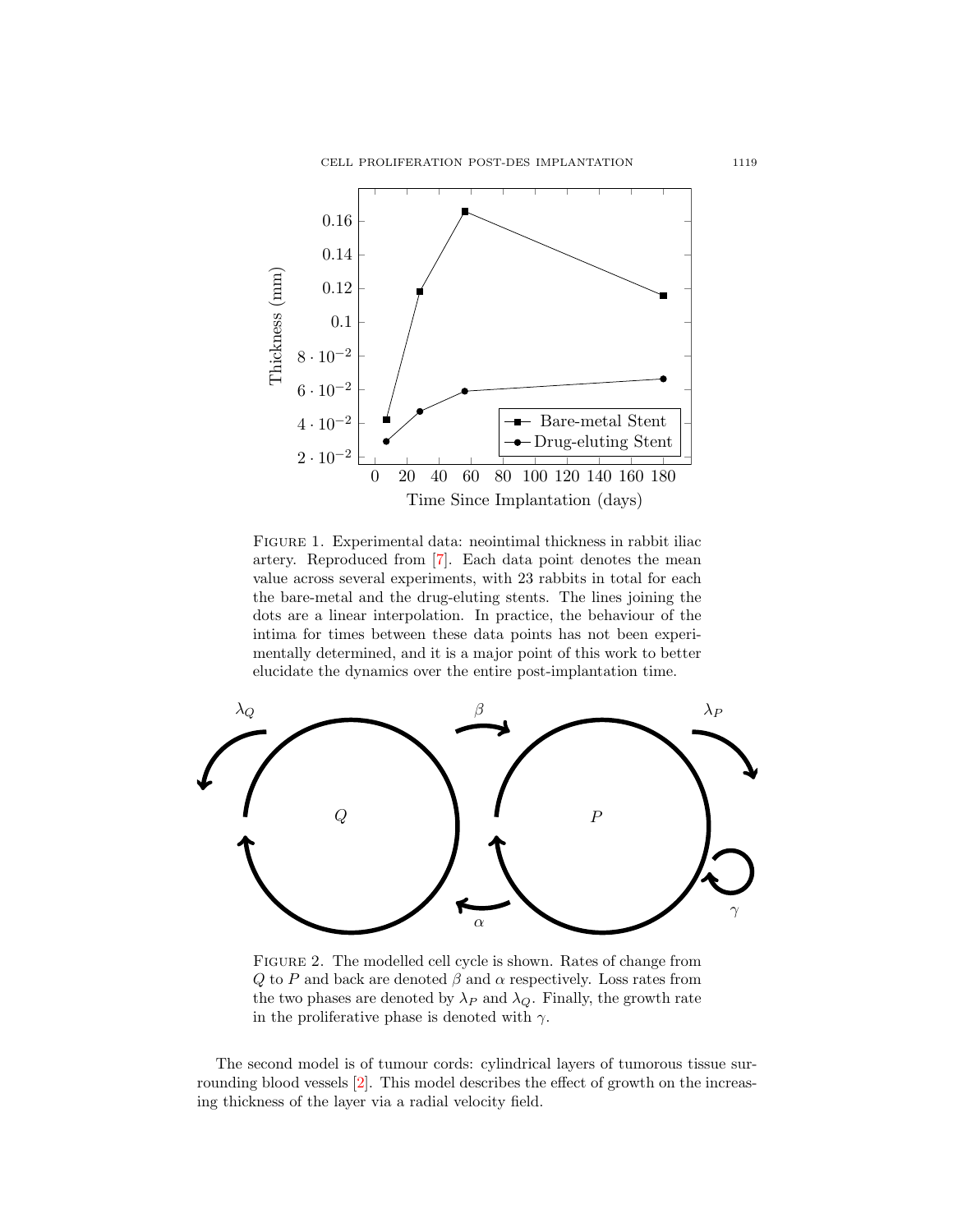Figure 1. Experimental data: neointimal thickness in rabbit iliac artery. Reproduced from [7]. Each data point denotes the mean value across several experiments, with 23 rabbits in total for each the bare-metal and the drug-eluting stents. The lines joining the dots are a linear interpolation. In practice, the behaviour of the intima for times between these data points has not been experimentally determined, and it is a major point of this work to better elucidate the dynamics over the entire post-implantation time.

Figure 2. The modelled cell cycle is shown. Rates of change from $Q$ to $P$ and back are denoted $\beta$ and $\alpha$ respectively. Loss rates from the two phases are denoted by $\lambda_P$ and $\lambda_Q$. Finally, the growth rate in the proliferative phase is denoted with $\gamma$.

The second model is of tumour cords: cylindrical layers of tumorous tissue surrounding blood vessels [2]. This model describes the effect of growth on the increasing thickness of the layer via a radial velocity field.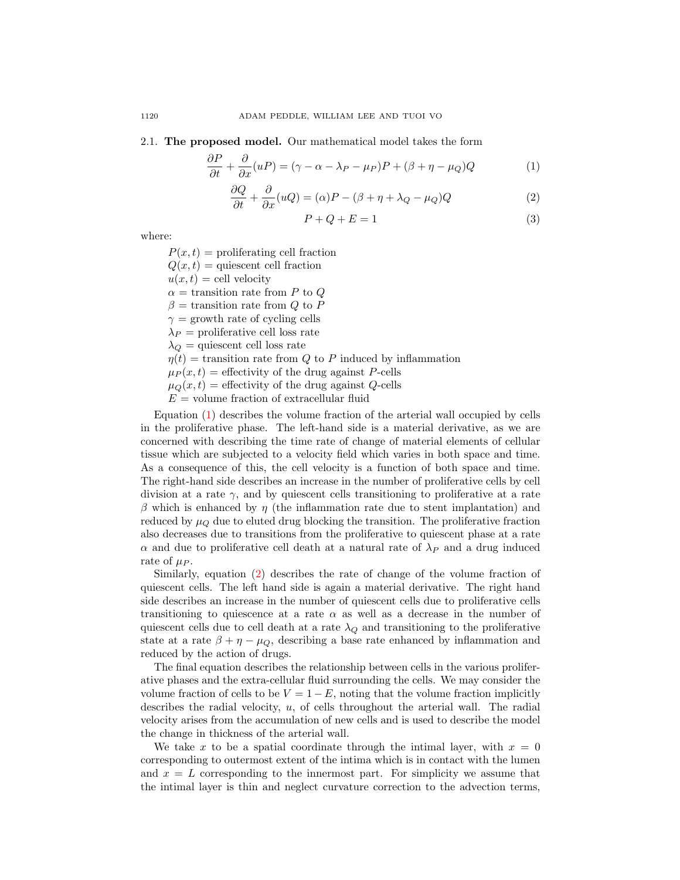### 2.1. **The proposed model.** Our mathematical model takes the form

$$\frac{\partial P}{\partial t} + \frac{\partial}{\partial x}(uP) = (\gamma - \alpha - \lambda_P - \mu_P)P + (\beta + \eta - \mu_Q)Q \tag{1}$$

$$\frac{\partial Q}{\partial t} + \frac{\partial}{\partial x}(uQ) = (\alpha)P - (\beta + \eta + \lambda_Q - \mu_Q)Q \tag{2}$$

$$P + Q + E = 1 \tag{3}$$

where:

- $P(x,t)$ = proliferating cell fraction
- $Q(x,t)$ = quiescent cell fraction
- $u(x,t)$ = cell velocity
- $\alpha$ = transition rate from $P$ to $Q$
- $\beta$ = transition rate from $Q$ to $P$
- $\gamma$ = growth rate of cycling cells
- $\lambda_P$ = proliferative cell loss rate
- $\lambda_Q$ = quiescent cell loss rate
- $\eta(t)$ = transition rate from $Q$ to $P$ induced by inflammation
- $\mu_P(x,t)$ = effectivity of the drug against $P$-cells
- $\mu_Q(x,t)$ = effectivity of the drug against $Q$-cells
- $E$ = volume fraction of extracellular fluid

Equation (1) describes the volume fraction of the arterial wall occupied by cells in the proliferative phase. The left-hand side is a material derivative, as we are concerned with describing the time rate of change of material elements of cellular tissue which are subjected to a velocity field which varies in both space and time. As a consequence of this, the cell velocity is a function of both space and time. The right-hand side describes an increase in the number of proliferative cells by cell division at a rate $\gamma$, and by quiescent cells transitioning to proliferative at a rate $\beta$ which is enhanced by $\eta$ (the inflammation rate due to stent implantation) and reduced by $\mu_Q$ due to eluted drug blocking the transition. The proliferative fraction also decreases due to transitions from the proliferative to quiescent phase at a rate $\alpha$ and due to proliferative cell death at a natural rate of $\lambda_P$ and a drug induced rate of $\mu_P$.

Similarly, equation (2) describes the rate of change of the volume fraction of quiescent cells. The left hand side is again a material derivative. The right hand side describes an increase in the number of quiescent cells due to proliferative cells transitioning to quiescence at a rate $\alpha$ as well as a decrease in the number of quiescent cells due to cell death at a rate $\lambda_Q$ and transitioning to the proliferative state at a rate $\beta + \eta - \mu_Q$, describing a base rate enhanced by inflammation and reduced by the action of drugs.

The final equation describes the relationship between cells in the various proliferative phases and the extra-cellular fluid surrounding the cells. We may consider the volume fraction of cells to be $V = 1 - E$, noting that the volume fraction implicitly describes the radial velocity, $u$, of cells throughout the arterial wall. The radial velocity arises from the accumulation of new cells and is used to describe the model the change in thickness of the arterial wall.

We take $x$ to be a spatial coordinate through the intimal layer, with $x = 0$ corresponding to outermost extent of the intima which is in contact with the lumen and $x = L$ corresponding to the innermost part. For simplicity we assume that the intimal layer is thin and neglect curvature correction to the advection terms,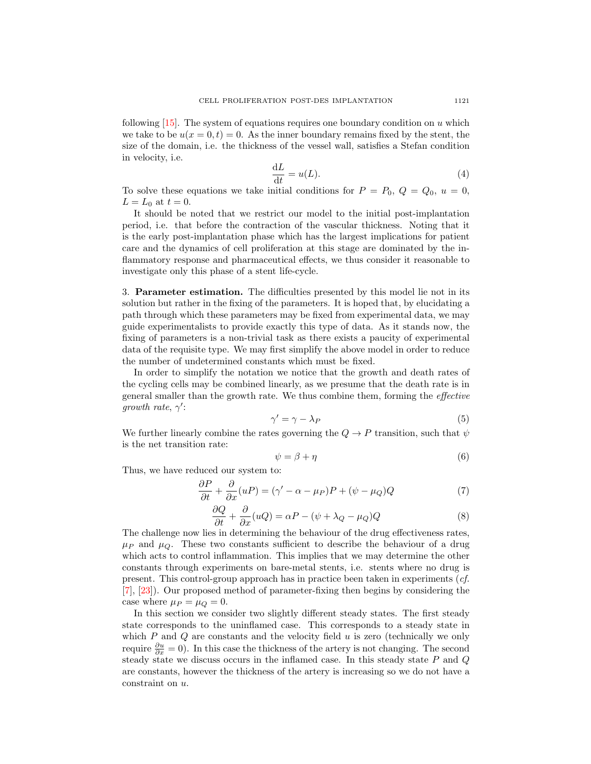following [15]. The system of equations requires one boundary condition on $u$ which we take to be $u(x = 0, t) = 0$. As the inner boundary remains fixed by the stent, the size of the domain, i.e. the thickness of the vessel wall, satisfies a Stefan condition in velocity, i.e.

$$\frac{\mathrm{d}L}{\mathrm{d}t} = u(L). \tag{4}$$

To solve these equations we take initial conditions for $P = P_0$, $Q = Q_0$, $u = 0$, $L = L_0$ at $t = 0$.

It should be noted that we restrict our model to the initial post-implantation period, i.e. that before the contraction of the vascular thickness. Noting that it is the early post-implantation phase which has the largest implications for patient care and the dynamics of cell proliferation at this stage are dominated by the inflammatory response and pharmaceutical effects, we thus consider it reasonable to investigate only this phase of a stent life-cycle.

## 3. **Parameter estimation.**

The difficulties presented by this model lie not in its solution but rather in the fixing of the parameters. It is hoped that, by elucidating a path through which these parameters may be fixed from experimental data, we may guide experimentalists to provide exactly this type of data. As it stands now, the fixing of parameters is a non-trivial task as there exists a paucity of experimental data of the requisite type. We may first simplify the above model in order to reduce the number of undetermined constants which must be fixed.

In order to simplify the notation we notice that the growth and death rates of the cycling cells may be combined linearly, as we presume that the death rate is in general smaller than the growth rate. We thus combine them, forming the *effective growth rate*, $\gamma'$:

$$\gamma' = \gamma - \lambda_P \tag{5}$$

We further linearly combine the rates governing the $Q \to P$ transition, such that $\psi$ is the net transition rate:

$$\psi = \beta + \eta \tag{6}$$

Thus, we have reduced our system to:

$$\frac{\partial P}{\partial t} + \frac{\partial}{\partial x}(uP) = (\gamma' - \alpha - \mu_P)P + (\psi - \mu_Q)Q \tag{7}$$

$$\frac{\partial Q}{\partial t} + \frac{\partial}{\partial x}(uQ) = \alpha P - (\psi + \lambda_Q - \mu_Q)Q \tag{8}$$

The challenge now lies in determining the behaviour of the drug effectiveness rates, $\mu_P$ and $\mu_Q$. These two constants sufficient to describe the behaviour of a drug which acts to control inflammation. This implies that we may determine the other constants through experiments on bare-metal stents, i.e. stents where no drug is present. This control-group approach has in practice been taken in experiments (*cf.* [7], [23]). Our proposed method of parameter-fixing then begins by considering the case where $\mu_P = \mu_Q = 0$.

In this section we consider two slightly different steady states. The first steady state corresponds to the uninflamed case. This corresponds to a steady state in which $P$ and $Q$ are constants and the velocity field $u$ is zero (technically we only require $\frac{\partial u}{\partial x} = 0$). In this case the thickness of the artery is not changing. The second steady state we discuss occurs in the inflamed case. In this steady state $P$ and $Q$ are constants, however the thickness of the artery is increasing so we do not have a constraint on $u$.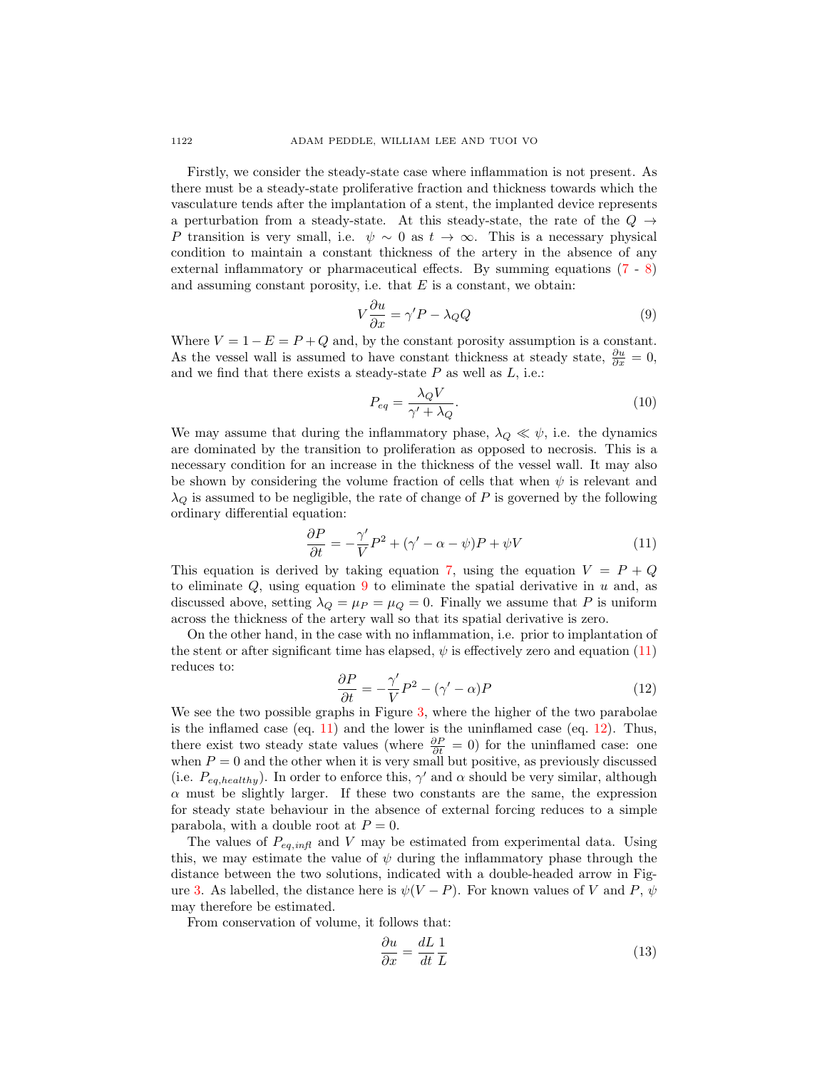Firstly, we consider the steady-state case where inflammation is not present. As there must be a steady-state proliferative fraction and thickness towards which the vasculature tends after the implantation of a stent, the implanted device represents a perturbation from a steady-state. At this steady-state, the rate of the $Q \to P$ transition is very small, i.e. $\psi \sim 0$ as $t \to \infty$. This is a necessary physical condition to maintain a constant thickness of the artery in the absence of any external inflammatory or pharmaceutical effects. By summing equations (7 - 8) and assuming constant porosity, i.e. that $E$ is a constant, we obtain:

$$V\frac{\partial u}{\partial x} = \gamma' P - \lambda_Q Q \tag{9}$$

Where $V = 1 - E = P + Q$ and, by the constant porosity assumption is a constant. As the vessel wall is assumed to have constant thickness at steady state, $\frac{\partial u}{\partial x} = 0$, and we find that there exists a steady-state $P$ as well as $L$, i.e.:

$$P_{eq} = \frac{\lambda_Q V}{\gamma' + \lambda_Q}. \tag{10}$$

We may assume that during the inflammatory phase, $\lambda_Q \ll \psi$, i.e. the dynamics are dominated by the transition to proliferation as opposed to necrosis. This is a necessary condition for an increase in the thickness of the vessel wall. It may also be shown by considering the volume fraction of cells that when $\psi$ is relevant and $\lambda_Q$ is assumed to be negligible, the rate of change of $P$ is governed by the following ordinary differential equation:

$$\frac{\partial P}{\partial t} = -\frac{\gamma'}{V}P^2 + (\gamma' - \alpha - \psi)P + \psi V \tag{11}$$

This equation is derived by taking equation 7, using the equation $V = P + Q$ to eliminate $Q$, using equation 9 to eliminate the spatial derivative in $u$ and, as discussed above, setting $\lambda_Q = \mu_P = \mu_Q = 0$. Finally we assume that $P$ is uniform across the thickness of the artery wall so that its spatial derivative is zero.

On the other hand, in the case with no inflammation, i.e. prior to implantation of the stent or after significant time has elapsed, $\psi$ is effectively zero and equation (11) reduces to:

$$\frac{\partial P}{\partial t} = -\frac{\gamma'}{V}P^2 - (\gamma' - \alpha)P \tag{12}$$

We see the two possible graphs in Figure 3, where the higher of the two parabolae is the inflamed case (eq. 11) and the lower is the uninflamed case (eq. 12). Thus, there exist two steady state values (where $\frac{\partial P}{\partial t} = 0$) for the uninflamed case: one when $P = 0$ and the other when it is very small but positive, as previously discussed (i.e. $P_{eq,healthy}$). In order to enforce this, $\gamma'$ and $\alpha$ should be very similar, although $\alpha$ must be slightly larger. If these two constants are the same, the expression for steady state behaviour in the absence of external forcing reduces to a simple parabola, with a double root at $P = 0$.

The values of $P_{eq,infl}$ and $V$ may be estimated from experimental data. Using this, we may estimate the value of $\psi$ during the inflammatory phase through the distance between the two solutions, indicated with a double-headed arrow in Figure 3. As labelled, the distance here is $\psi(V - P)$. For known values of $V$ and $P$, $\psi$ may therefore be estimated.

From conservation of volume, it follows that:

$$\frac{\partial u}{\partial x} = \frac{dL}{dt}\frac{1}{L} \tag{13}$$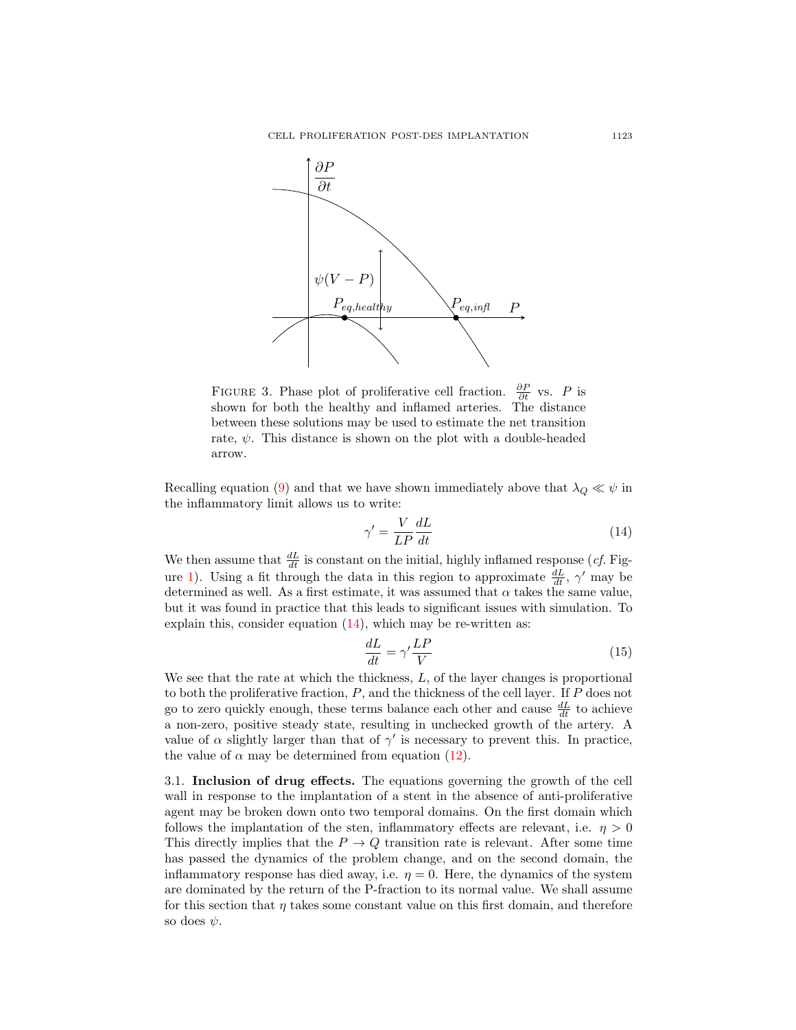FIGURE 3. Phase plot of proliferative cell fraction. $\frac{\partial P}{\partial t}$ vs. $P$ is shown for both the healthy and inflamed arteries. The distance between these solutions may be used to estimate the net transition rate, $\psi$. This distance is shown on the plot with a double-headed arrow.

Recalling equation (9) and that we have shown immediately above that $\lambda_Q \ll \psi$ in the inflammatory limit allows us to write:

$$\gamma' = \frac{V}{LP}\frac{dL}{dt} \tag{14}$$

We then assume that $\frac{dL}{dt}$ is constant on the initial, highly inflamed response (*cf.* Figure 1). Using a fit through the data in this region to approximate $\frac{dL}{dt}$, $\gamma'$ may be determined as well. As a first estimate, it was assumed that $\alpha$ takes the same value, but it was found in practice that this leads to significant issues with simulation. To explain this, consider equation (14), which may be re-written as:

$$\frac{dL}{dt} = \gamma' \frac{LP}{V} \tag{15}$$

We see that the rate at which the thickness, $L$, of the layer changes is proportional to both the proliferative fraction, $P$, and the thickness of the cell layer. If $P$ does not go to zero quickly enough, these terms balance each other and cause $\frac{dL}{dt}$ to achieve a non-zero, positive steady state, resulting in unchecked growth of the artery. A value of $\alpha$ slightly larger than that of $\gamma'$ is necessary to prevent this. In practice, the value of $\alpha$ may be determined from equation (12).

3.1. **Inclusion of drug effects.** The equations governing the growth of the cell wall in response to the implantation of a stent in the absence of anti-proliferative agent may be broken down onto two temporal domains. On the first domain which follows the implantation of the sten, inflammatory effects are relevant, i.e. $\eta > 0$ This directly implies that the $P \to Q$ transition rate is relevant. After some time has passed the dynamics of the problem change, and on the second domain, the inflammatory response has died away, i.e. $\eta = 0$. Here, the dynamics of the system are dominated by the return of the P-fraction to its normal value. We shall assume for this section that $\eta$ takes some constant value on this first domain, and therefore so does $\psi$.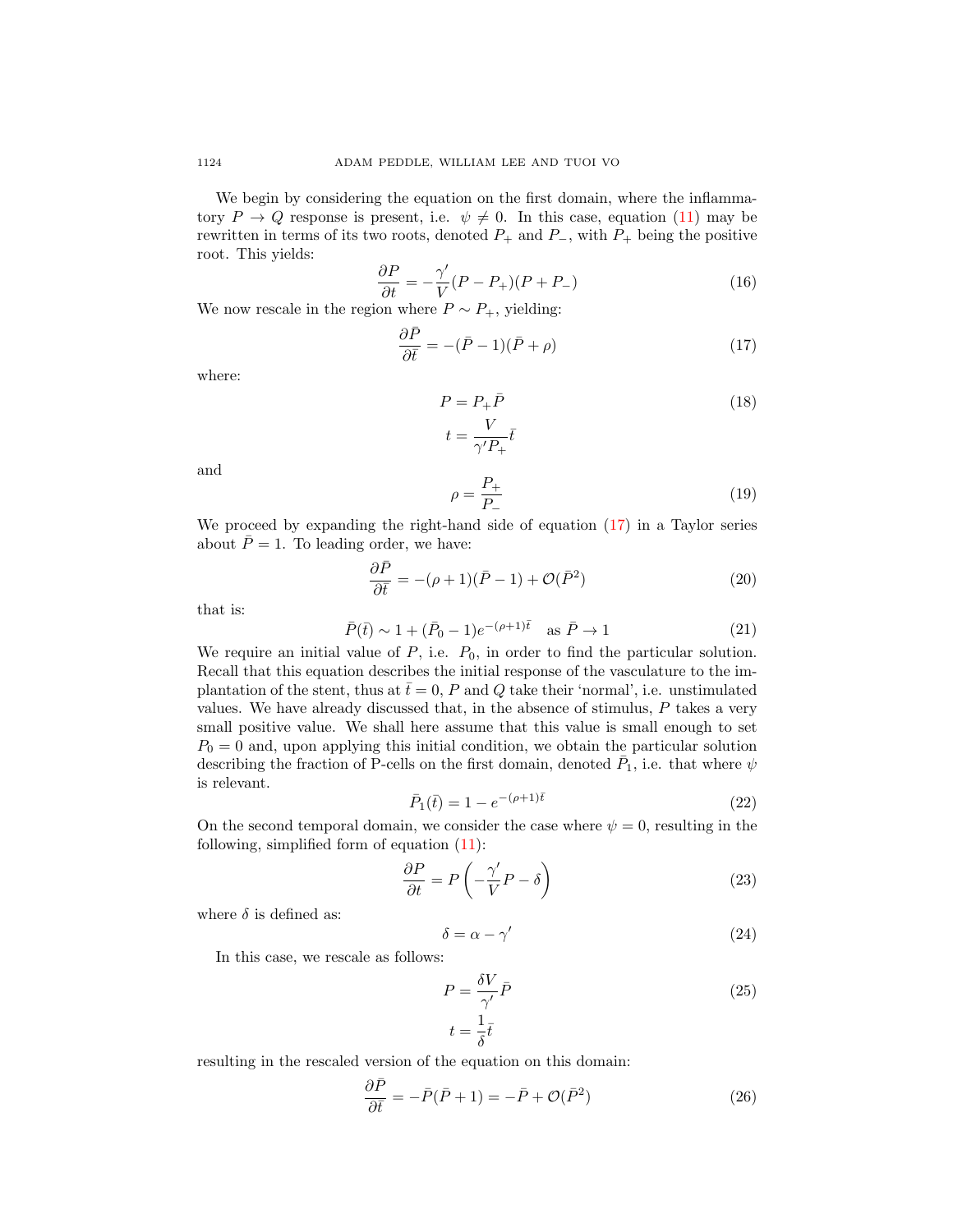We begin by considering the equation on the first domain, where the inflammatory $P \to Q$ response is present, i.e. $\psi \neq 0$. In this case, equation (11) may be rewritten in terms of its two roots, denoted $P_+$ and $P_-$, with $P_+$ being the positive root. This yields:

$$\frac{\partial P}{\partial t} = -\frac{\gamma'}{V}(P - P_+)(P + P_-) \tag{16}$$

We now rescale in the region where $P \sim P_+$, yielding:

$$\frac{\partial \bar{P}}{\partial \bar{t}} = -(\bar{P} - 1)(\bar{P} + \rho) \tag{17}$$

where:

$$P = P_+ \bar{P} \tag{18}$$
$$t = \frac{V}{\gamma' P_+}\bar{t}$$

and

$$\rho = \frac{P_+}{P_-} \tag{19}$$

We proceed by expanding the right-hand side of equation (17) in a Taylor series about $\bar{P} = 1$. To leading order, we have:

$$\frac{\partial \bar{P}}{\partial \bar{t}} = -(\rho + 1)(\bar{P} - 1) + \mathcal{O}(\bar{P}^2) \tag{20}$$

that is:

$$\bar{P}(\bar{t}) \sim 1 + (\bar{P}_0 - 1)e^{-(\rho+1)\bar{t}} \quad \text{as } \bar{P} \to 1 \tag{21}$$

We require an initial value of $P$, i.e. $P_0$, in order to find the particular solution. Recall that this equation describes the initial response of the vasculature to the implantation of the stent, thus at $\bar{t} = 0$, $P$ and $Q$ take their 'normal', i.e. unstimulated values. We have already discussed that, in the absence of stimulus, $P$ takes a very small positive value. We shall here assume that this value is small enough to set $P_0 = 0$ and, upon applying this initial condition, we obtain the particular solution describing the fraction of P-cells on the first domain, denoted $\bar{P}_1$, i.e. that where $\psi$ is relevant.

$$\bar{P}_1(\bar{t}) = 1 - e^{-(\rho+1)\bar{t}} \tag{22}$$

On the second temporal domain, we consider the case where $\psi = 0$, resulting in the following, simplified form of equation (11):

$$\frac{\partial P}{\partial t} = P\left(-\frac{\gamma'}{V}P - \delta\right) \tag{23}$$

where $\delta$ is defined as:

$$\delta = \alpha - \gamma' \tag{24}$$

In this case, we rescale as follows:

$$P = \frac{\delta V}{\gamma'}\bar{P} \tag{25}$$
$$t = \frac{1}{\delta}\bar{t}$$

resulting in the rescaled version of the equation on this domain:

$$\frac{\partial \bar{P}}{\partial \bar{t}} = -\bar{P}(\bar{P} + 1) = -\bar{P} + \mathcal{O}(\bar{P}^2) \tag{26}$$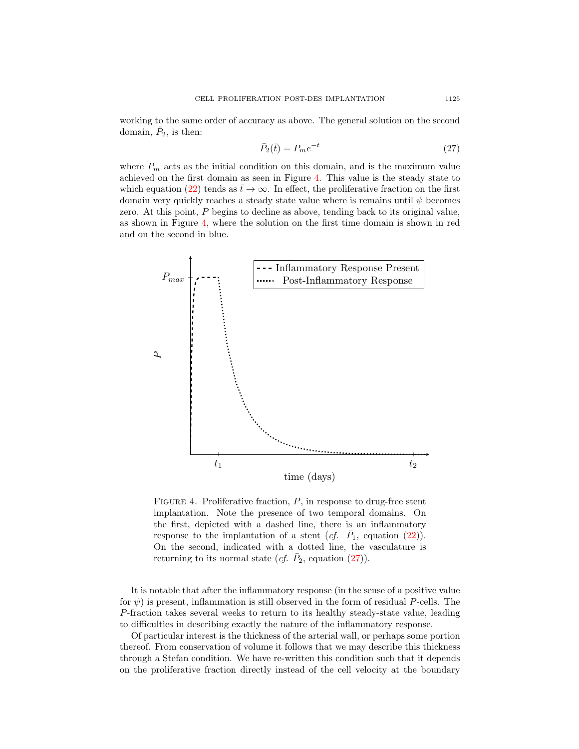working to the same order of accuracy as above. The general solution on the second domain, $\bar{P}_2$, is then:

$$\bar{P}_2(\bar{t}) = P_m e^{-t} \tag{27}$$

where $P_m$ acts as the initial condition on this domain, and is the maximum value achieved on the first domain as seen in Figure 4. This value is the steady state to which equation (22) tends as $\bar{t} \to \infty$. In effect, the proliferative fraction on the first domain very quickly reaches a steady state value where is remains until $\psi$ becomes zero. At this point, $P$ begins to decline as above, tending back to its original value, as shown in Figure 4, where the solution on the first time domain is shown in red and on the second in blue.

FIGURE 4. Proliferative fraction, $P$, in response to drug-free stent implantation. Note the presence of two temporal domains. On the first, depicted with a dashed line, there is an inflammatory response to the implantation of a stent (*cf.* $\bar{P}_1$, equation (22)). On the second, indicated with a dotted line, the vasculature is returning to its normal state (*cf.* $\bar{P}_2$, equation (27)).

It is notable that after the inflammatory response (in the sense of a positive value for $\psi$) is present, inflammation is still observed in the form of residual $P$-cells. The $P$-fraction takes several weeks to return to its healthy steady-state value, leading to difficulties in describing exactly the nature of the inflammatory response.

Of particular interest is the thickness of the arterial wall, or perhaps some portion thereof. From conservation of volume it follows that we may describe this thickness through a Stefan condition. We have re-written this condition such that it depends on the proliferative fraction directly instead of the cell velocity at the boundary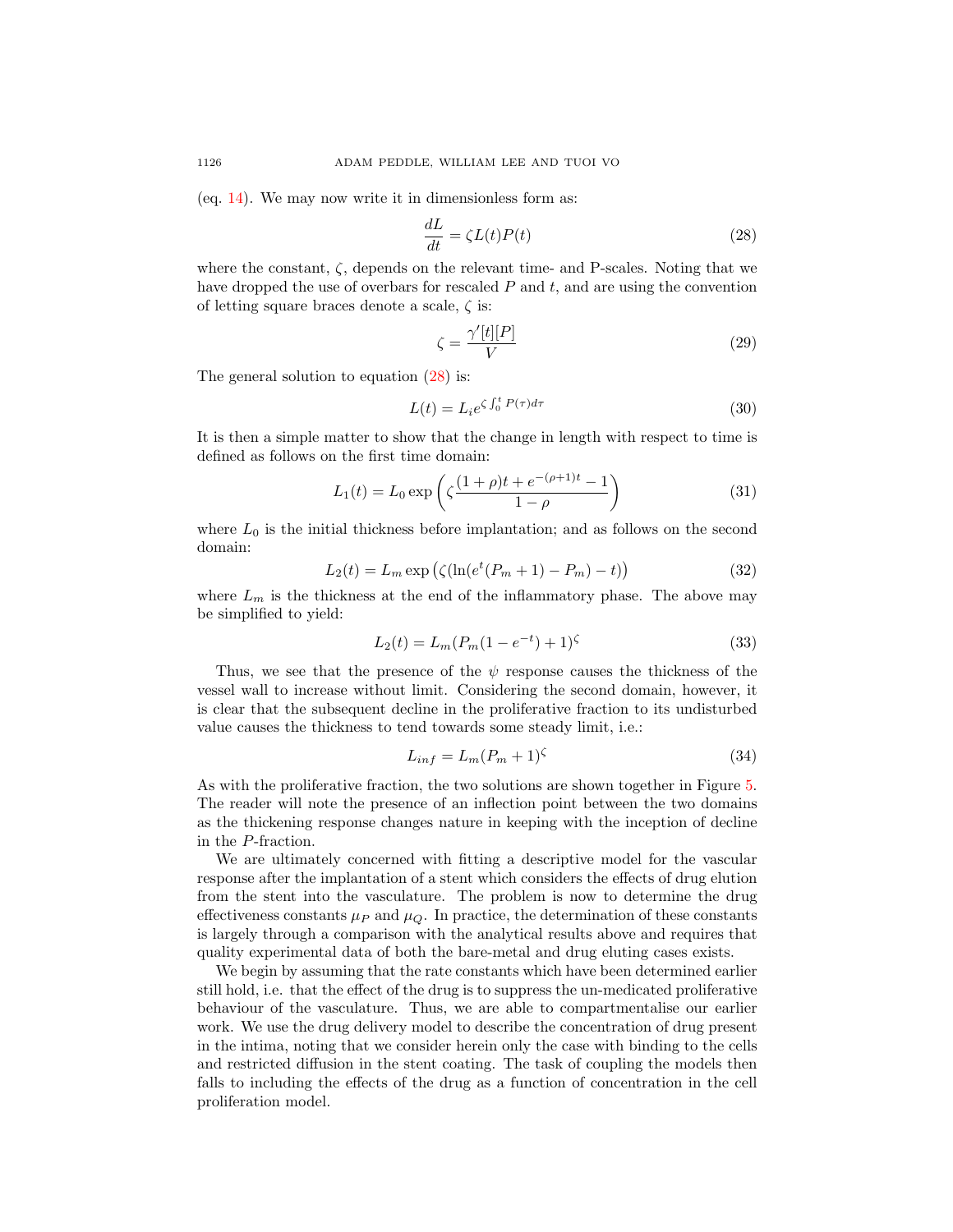(eq. 14). We may now write it in dimensionless form as:

$$\frac{dL}{dt} = \zeta L(t)P(t) \tag{28}$$

where the constant, $\zeta$, depends on the relevant time- and P-scales. Noting that we have dropped the use of overbars for rescaled $P$ and $t$, and are using the convention of letting square braces denote a scale, $\zeta$ is:

$$\zeta = \frac{\gamma'[t][P]}{V} \tag{29}$$

The general solution to equation (28) is:

$$L(t) = L_i e^{\zeta \int_0^t P(\tau)d\tau} \tag{30}$$

It is then a simple matter to show that the change in length with respect to time is defined as follows on the first time domain:

$$L_1(t) = L_0 \exp\left(\zeta \frac{(1+\rho)t + e^{-(\rho+1)t} - 1}{1-\rho}\right) \tag{31}$$

where $L_0$ is the initial thickness before implantation; and as follows on the second domain:

$$L_2(t) = L_m \exp\left(\zeta(\ln(e^t(P_m+1) - P_m) - t)\right) \tag{32}$$

where $L_m$ is the thickness at the end of the inflammatory phase. The above may be simplified to yield:

$$L_2(t) = L_m(P_m(1-e^{-t}) + 1)^{\zeta} \tag{33}$$

Thus, we see that the presence of the $\psi$ response causes the thickness of the vessel wall to increase without limit. Considering the second domain, however, it is clear that the subsequent decline in the proliferative fraction to its undisturbed value causes the thickness to tend towards some steady limit, i.e.:

$$L_{inf} = L_m(P_m+1)^{\zeta} \tag{34}$$

As with the proliferative fraction, the two solutions are shown together in Figure 5. The reader will note the presence of an inflection point between the two domains as the thickening response changes nature in keeping with the inception of decline in the $P$-fraction.

We are ultimately concerned with fitting a descriptive model for the vascular response after the implantation of a stent which considers the effects of drug elution from the stent into the vasculature. The problem is now to determine the drug effectiveness constants $\mu_P$ and $\mu_Q$. In practice, the determination of these constants is largely through a comparison with the analytical results above and requires that quality experimental data of both the bare-metal and drug eluting cases exists.

We begin by assuming that the rate constants which have been determined earlier still hold, i.e. that the effect of the drug is to suppress the un-medicated proliferative behaviour of the vasculature. Thus, we are able to compartmentalise our earlier work. We use the drug delivery model to describe the concentration of drug present in the intima, noting that we consider herein only the case with binding to the cells and restricted diffusion in the stent coating. The task of coupling the models then falls to including the effects of the drug as a function of concentration in the cell proliferation model.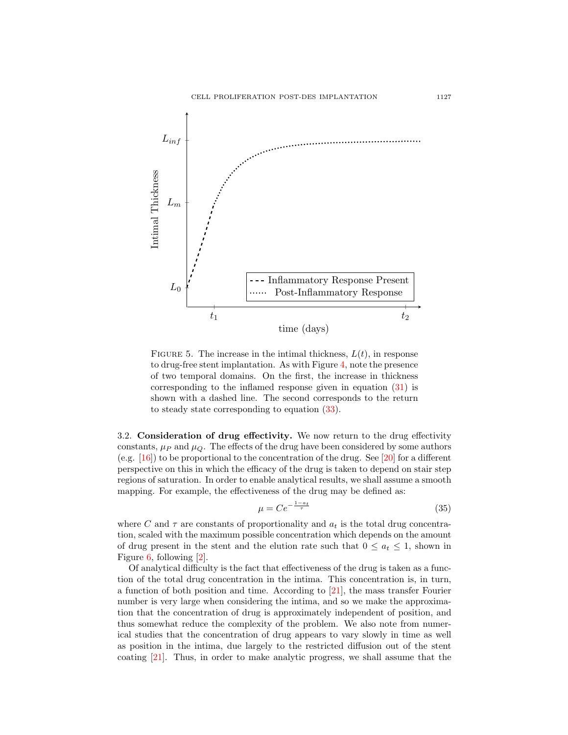FIGURE 5. The increase in the intimal thickness, $L(t)$, in response to drug-free stent implantation. As with Figure 4, note the presence of two temporal domains. On the first, the increase in thickness corresponding to the inflamed response given in equation (31) is shown with a dashed line. The second corresponds to the return to steady state corresponding to equation (33).

3.2. **Consideration of drug effectivity.** We now return to the drug effectivity constants, $\mu_P$ and $\mu_Q$. The effects of the drug have been considered by some authors (e.g. [16]) to be proportional to the concentration of the drug. See [20] for a different perspective on this in which the efficacy of the drug is taken to depend on stair step regions of saturation. In order to enable analytical results, we shall assume a smooth mapping. For example, the effectiveness of the drug may be defined as:

$$\mu = Ce^{-\frac{1-a_t}{\tau}} \tag{35}$$

where $C$ and $\tau$ are constants of proportionality and $a_t$ is the total drug concentration, scaled with the maximum possible concentration which depends on the amount of drug present in the stent and the elution rate such that $0 \leq a_t \leq 1$, shown in Figure 6, following [2].

Of analytical difficulty is the fact that effectiveness of the drug is taken as a function of the total drug concentration in the intima. This concentration is, in turn, a function of both position and time. According to [21], the mass transfer Fourier number is very large when considering the intima, and so we make the approximation that the concentration of drug is approximately independent of position, and thus somewhat reduce the complexity of the problem. We also note from numerical studies that the concentration of drug appears to vary slowly in time as well as position in the intima, due largely to the restricted diffusion out of the stent coating [21]. Thus, in order to make analytic progress, we shall assume that the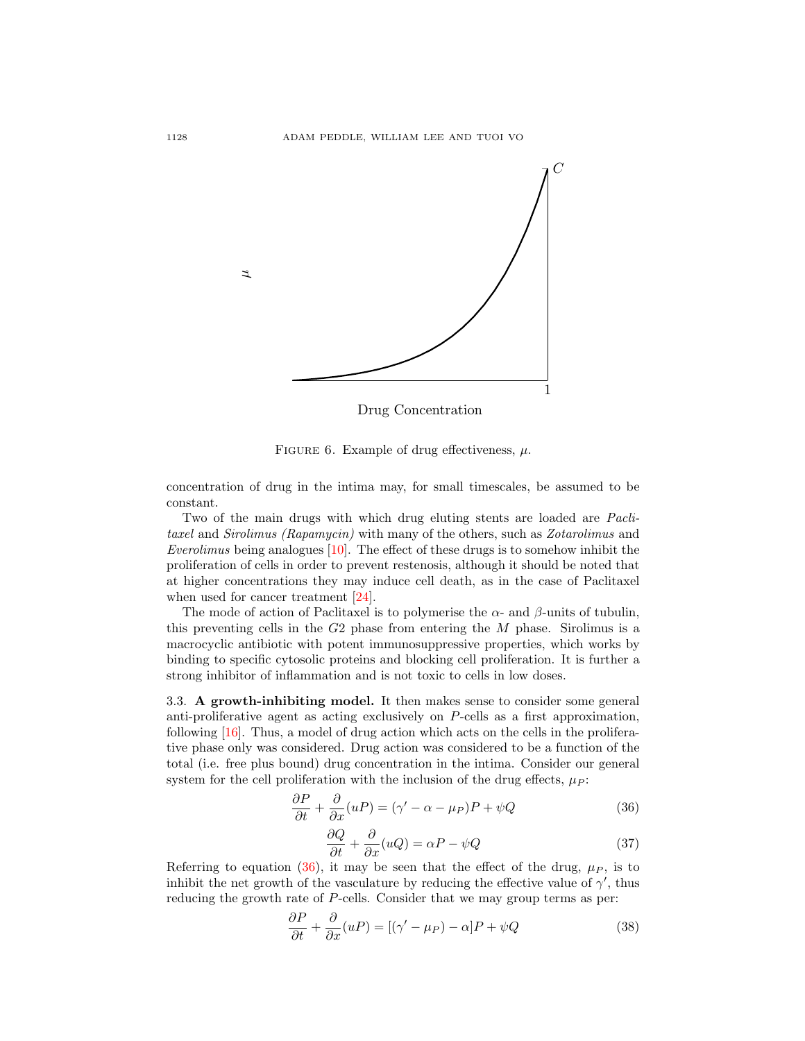FIGURE 6. Example of drug effectiveness, $\mu$.

concentration of drug in the intima may, for small timescales, be assumed to be constant.

Two of the main drugs with which drug eluting stents are loaded are *Paclitaxel* and *Sirolimus (Rapamycin)* with many of the others, such as *Zotarolimus* and *Everolimus* being analogues [10]. The effect of these drugs is to somehow inhibit the proliferation of cells in order to prevent restenosis, although it should be noted that at higher concentrations they may induce cell death, as in the case of Paclitaxel when used for cancer treatment [24].

The mode of action of Paclitaxel is to polymerise the $\alpha$- and $\beta$-units of tubulin, this preventing cells in the $G2$ phase from entering the $M$ phase. Sirolimus is a macrocyclic antibiotic with potent immunosuppressive properties, which works by binding to specific cytosolic proteins and blocking cell proliferation. It is further a strong inhibitor of inflammation and is not toxic to cells in low doses.

### 3.3. **A growth-inhibiting model.**

It then makes sense to consider some general anti-proliferative agent as acting exclusively on $P$-cells as a first approximation, following [16]. Thus, a model of drug action which acts on the cells in the proliferative phase only was considered. Drug action was considered to be a function of the total (i.e. free plus bound) drug concentration in the intima. Consider our general system for the cell proliferation with the inclusion of the drug effects, $\mu_P$:

$$\frac{\partial P}{\partial t} + \frac{\partial}{\partial x}(uP) = (\gamma' - \alpha - \mu_P)P + \psi Q \tag{36}$$

$$\frac{\partial Q}{\partial t} + \frac{\partial}{\partial x}(uQ) = \alpha P - \psi Q \tag{37}$$

Referring to equation (36), it may be seen that the effect of the drug, $\mu_P$, is to inhibit the net growth of the vasculature by reducing the effective value of $\gamma'$, thus reducing the growth rate of $P$-cells. Consider that we may group terms as per:

$$\frac{\partial P}{\partial t} + \frac{\partial}{\partial x}(uP) = [(\gamma' - \mu_P) - \alpha]P + \psi Q \tag{38}$$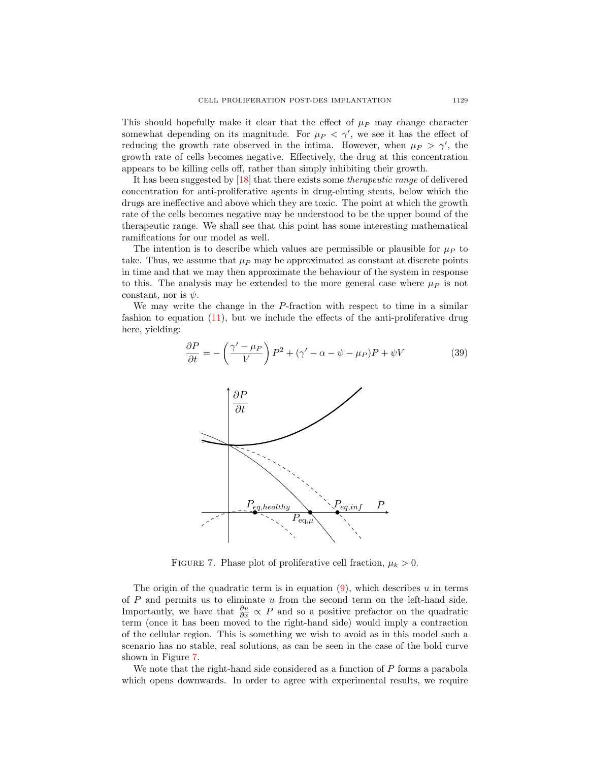This should hopefully make it clear that the effect of $\mu_P$ may change character somewhat depending on its magnitude. For $\mu_P < \gamma'$, we see it has the effect of reducing the growth rate observed in the intima. However, when $\mu_P > \gamma'$, the growth rate of cells becomes negative. Effectively, the drug at this concentration appears to be killing cells off, rather than simply inhibiting their growth.

It has been suggested by [18] that there exists some *therapeutic range* of delivered concentration for anti-proliferative agents in drug-eluting stents, below which the drugs are ineffective and above which they are toxic. The point at which the growth rate of the cells becomes negative may be understood to be the upper bound of the therapeutic range. We shall see that this point has some interesting mathematical ramifications for our model as well.

The intention is to describe which values are permissible or plausible for $\mu_P$ to take. Thus, we assume that $\mu_P$ may be approximated as constant at discrete points in time and that we may then approximate the behaviour of the system in response to this. The analysis may be extended to the more general case where $\mu_P$ is not constant, nor is $\psi$.

We may write the change in the $P$-fraction with respect to time in a similar fashion to equation (11), but we include the effects of the anti-proliferative drug here, yielding:

$$\frac{\partial P}{\partial t} = -\left(\frac{\gamma' - \mu_P}{V}\right) P^2 + (\gamma' - \alpha - \psi - \mu_P)P + \psi V \tag{39}$$

FIGURE 7. Phase plot of proliferative cell fraction, $\mu_k > 0$.

The origin of the quadratic term is in equation (9), which describes $u$ in terms of $P$ and permits us to eliminate $u$ from the second term on the left-hand side. Importantly, we have that $\frac{\partial u}{\partial x} \propto P$ and so a positive prefactor on the quadratic term (once it has been moved to the right-hand side) would imply a contraction of the cellular region. This is something we wish to avoid as in this model such a scenario has no stable, real solutions, as can be seen in the case of the bold curve shown in Figure 7.

We note that the right-hand side considered as a function of $P$ forms a parabola which opens downwards. In order to agree with experimental results, we require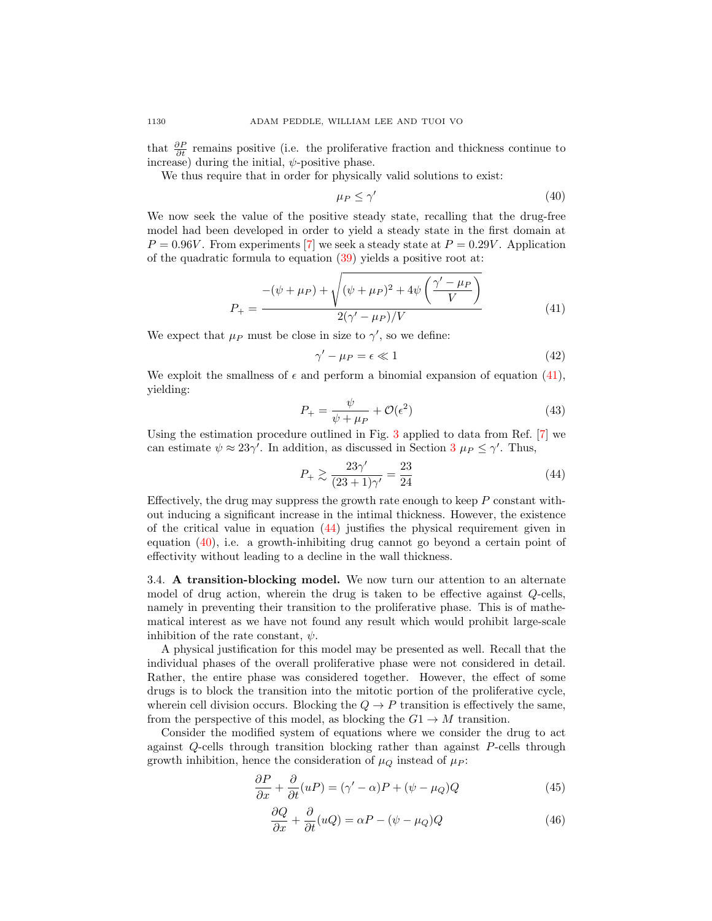that $\frac{\partial P}{\partial t}$ remains positive (i.e. the proliferative fraction and thickness continue to increase) during the initial, $\psi$-positive phase.

We thus require that in order for physically valid solutions to exist:

$$\mu_P \leq \gamma' \tag{40}$$

We now seek the value of the positive steady state, recalling that the drug-free model had been developed in order to yield a steady state in the first domain at $P = 0.96V$. From experiments [7] we seek a steady state at $P = 0.29V$. Application of the quadratic formula to equation (39) yields a positive root at:

$$P_+ = \frac{-(\psi + \mu_P) + \sqrt{(\psi + \mu_P)^2 + 4\psi\left(\frac{\gamma' - \mu_P}{V}\right)}}{2(\gamma' - \mu_P)/V} \tag{41}$$

We expect that $\mu_P$ must be close in size to $\gamma'$, so we define:

$$\gamma' - \mu_P = \epsilon \ll 1 \tag{42}$$

We exploit the smallness of $\epsilon$ and perform a binomial expansion of equation (41), yielding:

$$P_+ = \frac{\psi}{\psi + \mu_P} + \mathcal{O}(\epsilon^2) \tag{43}$$

Using the estimation procedure outlined in Fig. 3 applied to data from Ref. [7] we can estimate $\psi \approx 23\gamma'$. In addition, as discussed in Section 3 $\mu_P \leq \gamma'$. Thus,

$$P_+ \gtrsim \frac{23\gamma'}{(23+1)\gamma'} = \frac{23}{24} \tag{44}$$

Effectively, the drug may suppress the growth rate enough to keep $P$ constant without inducing a significant increase in the intimal thickness. However, the existence of the critical value in equation (44) justifies the physical requirement given in equation (40), i.e. a growth-inhibiting drug cannot go beyond a certain point of effectivity without leading to a decline in the wall thickness.

### 3.4. A transition-blocking model.

We now turn our attention to an alternate model of drug action, wherein the drug is taken to be effective against $Q$-cells, namely in preventing their transition to the proliferative phase. This is of mathematical interest as we have not found any result which would prohibit large-scale inhibition of the rate constant, $\psi$.

A physical justification for this model may be presented as well. Recall that the individual phases of the overall proliferative phase were not considered in detail. Rather, the entire phase was considered together. However, the effect of some drugs is to block the transition into the mitotic portion of the proliferative cycle, wherein cell division occurs. Blocking the $Q \to P$ transition is effectively the same, from the perspective of this model, as blocking the $G1 \to M$ transition.

Consider the modified system of equations where we consider the drug to act against $Q$-cells through transition blocking rather than against $P$-cells through growth inhibition, hence the consideration of $\mu_Q$ instead of $\mu_P$:

$$\frac{\partial P}{\partial x} + \frac{\partial}{\partial t}(uP) = (\gamma' - \alpha)P + (\psi - \mu_Q)Q \tag{45}$$

$$\frac{\partial Q}{\partial x} + \frac{\partial}{\partial t}(uQ) = \alpha P - (\psi - \mu_Q)Q \tag{46}$$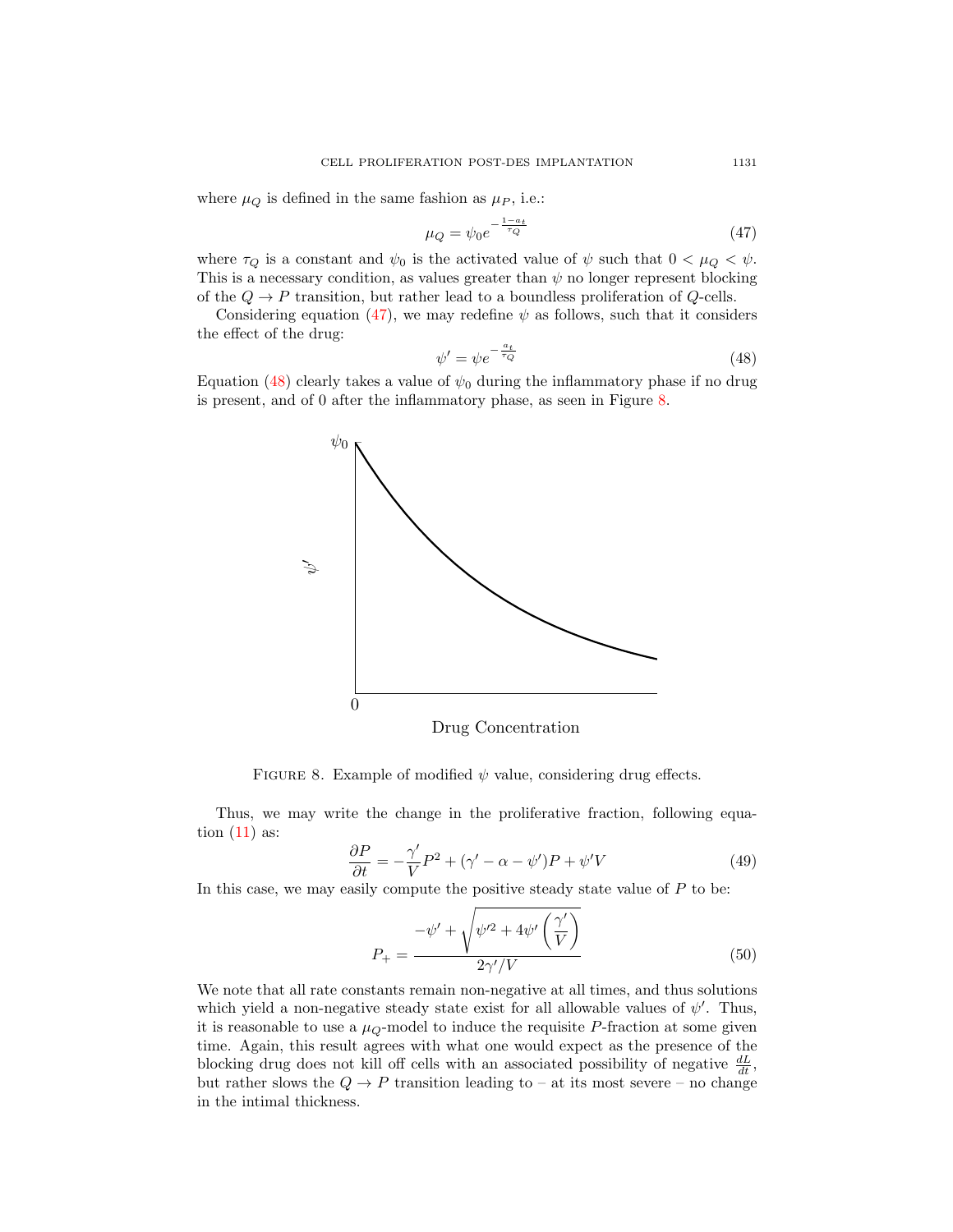where $\mu_Q$ is defined in the same fashion as $\mu_P$, i.e.:

$$\mu_Q = \psi_0 e^{-\frac{1-a_t}{\tau_Q}} \tag{47}$$

where $\tau_Q$ is a constant and $\psi_0$ is the activated value of $\psi$ such that $0 < \mu_Q < \psi$. This is a necessary condition, as values greater than $\psi$ no longer represent blocking of the $Q \to P$ transition, but rather lead to a boundless proliferation of $Q$-cells.

Considering equation (47), we may redefine $\psi$ as follows, such that it considers the effect of the drug:

$$\psi' = \psi e^{-\frac{a_t}{\tau_Q}} \tag{48}$$

Equation (48) clearly takes a value of $\psi_0$ during the inflammatory phase if no drug is present, and of 0 after the inflammatory phase, as seen in Figure 8.

FIGURE 8. Example of modified $\psi$ value, considering drug effects.

Thus, we may write the change in the proliferative fraction, following equation (11) as:

$$\frac{\partial P}{\partial t} = -\frac{\gamma'}{V}P^2 + (\gamma' - \alpha - \psi')P + \psi' V \tag{49}$$

In this case, we may easily compute the positive steady state value of $P$ to be:

$$P_+ = \frac{-\psi' + \sqrt{\psi'^2 + 4\psi'\left(\dfrac{\gamma'}{V}\right)}}{2\gamma'/V} \tag{50}$$

We note that all rate constants remain non-negative at all times, and thus solutions which yield a non-negative steady state exist for all allowable values of $\psi'$. Thus, it is reasonable to use a $\mu_Q$-model to induce the requisite $P$-fraction at some given time. Again, this result agrees with what one would expect as the presence of the blocking drug does not kill off cells with an associated possibility of negative $\frac{dL}{dt}$, but rather slows the $Q \to P$ transition leading to – at its most severe – no change in the intimal thickness.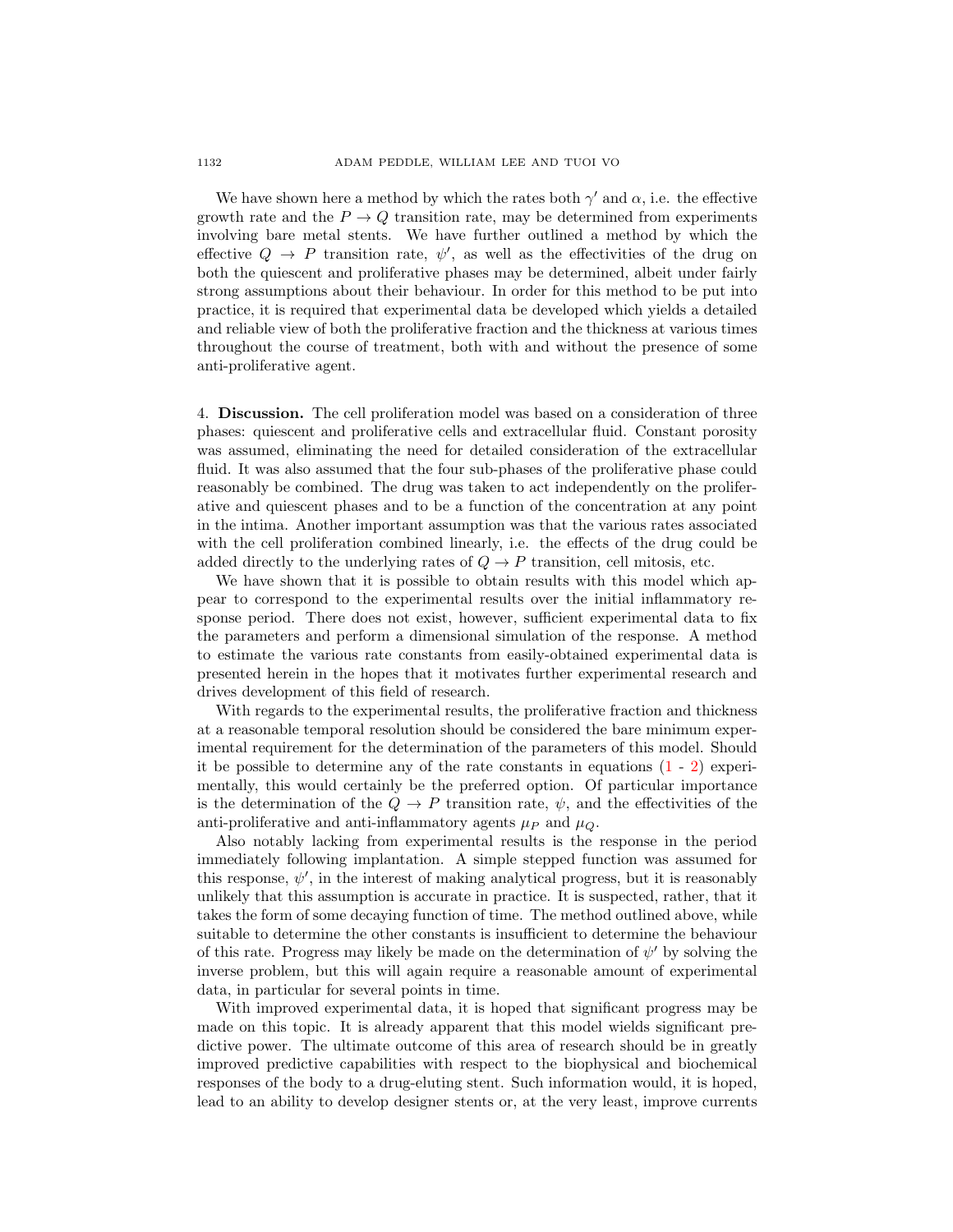We have shown here a method by which the rates both $\gamma'$ and $\alpha$, i.e. the effective growth rate and the $P \to Q$ transition rate, may be determined from experiments involving bare metal stents. We have further outlined a method by which the effective $Q \to P$ transition rate, $\psi'$, as well as the effectivities of the drug on both the quiescent and proliferative phases may be determined, albeit under fairly strong assumptions about their behaviour. In order for this method to be put into practice, it is required that experimental data be developed which yields a detailed and reliable view of both the proliferative fraction and the thickness at various times throughout the course of treatment, both with and without the presence of some anti-proliferative agent.

## 4. Discussion.

The cell proliferation model was based on a consideration of three phases: quiescent and proliferative cells and extracellular fluid. Constant porosity was assumed, eliminating the need for detailed consideration of the extracellular fluid. It was also assumed that the four sub-phases of the proliferative phase could reasonably be combined. The drug was taken to act independently on the proliferative and quiescent phases and to be a function of the concentration at any point in the intima. Another important assumption was that the various rates associated with the cell proliferation combined linearly, i.e. the effects of the drug could be added directly to the underlying rates of $Q \to P$ transition, cell mitosis, etc.

We have shown that it is possible to obtain results with this model which appear to correspond to the experimental results over the initial inflammatory response period. There does not exist, however, sufficient experimental data to fix the parameters and perform a dimensional simulation of the response. A method to estimate the various rate constants from easily-obtained experimental data is presented herein in the hopes that it motivates further experimental research and drives development of this field of research.

With regards to the experimental results, the proliferative fraction and thickness at a reasonable temporal resolution should be considered the bare minimum experimental requirement for the determination of the parameters of this model. Should it be possible to determine any of the rate constants in equations (1 - 2) experimentally, this would certainly be the preferred option. Of particular importance is the determination of the $Q \to P$ transition rate, $\psi$, and the effectivities of the anti-proliferative and anti-inflammatory agents $\mu_P$ and $\mu_Q$.

Also notably lacking from experimental results is the response in the period immediately following implantation. A simple stepped function was assumed for this response, $\psi'$, in the interest of making analytical progress, but it is reasonably unlikely that this assumption is accurate in practice. It is suspected, rather, that it takes the form of some decaying function of time. The method outlined above, while suitable to determine the other constants is insufficient to determine the behaviour of this rate. Progress may likely be made on the determination of $\psi'$ by solving the inverse problem, but this will again require a reasonable amount of experimental data, in particular for several points in time.

With improved experimental data, it is hoped that significant progress may be made on this topic. It is already apparent that this model wields significant predictive power. The ultimate outcome of this area of research should be in greatly improved predictive capabilities with respect to the biophysical and biochemical responses of the body to a drug-eluting stent. Such information would, it is hoped, lead to an ability to develop designer stents or, at the very least, improve currents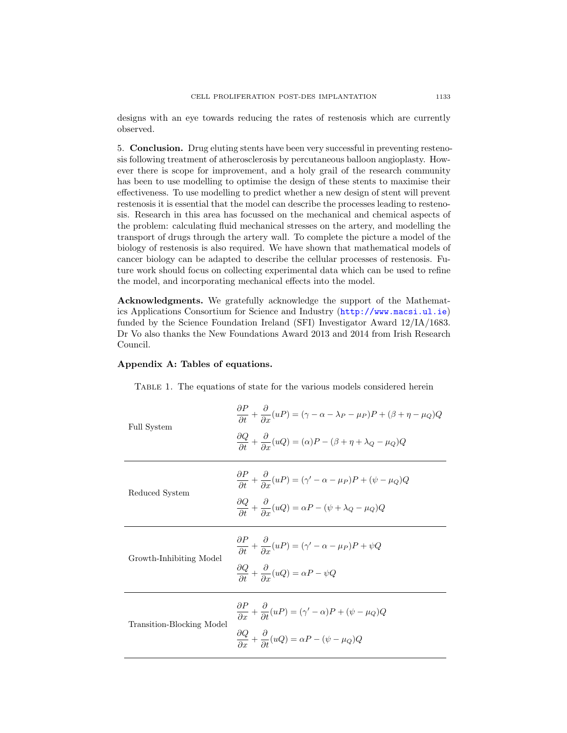designs with an eye towards reducing the rates of restenosis which are currently observed.

## 5. Conclusion.

Drug eluting stents have been very successful in preventing restenosis following treatment of atherosclerosis by percutaneous balloon angioplasty. However there is scope for improvement, and a holy grail of the research community has been to use modelling to optimise the design of these stents to maximise their effectiveness. To use modelling to predict whether a new design of stent will prevent restenosis it is essential that the model can describe the processes leading to restenosis. Research in this area has focussed on the mechanical and chemical aspects of the problem: calculating fluid mechanical stresses on the artery, and modelling the transport of drugs through the artery wall. To complete the picture a model of the biology of restenosis is also required. We have shown that mathematical models of cancer biology can be adapted to describe the cellular processes of restenosis. Future work should focus on collecting experimental data which can be used to refine the model, and incorporating mechanical effects into the model.

**Acknowledgments.** We gratefully acknowledge the support of the Mathematics Applications Consortium for Science and Industry (http://www.macsi.ul.ie) funded by the Science Foundation Ireland (SFI) Investigator Award 12/IA/1683. Dr Vo also thanks the New Foundations Award 2013 and 2014 from Irish Research Council.

### Appendix A: Tables of equations.

TABLE 1. The equations of state for the various models considered herein

| Model | Equations |
|---|---|
| Full System | $\dfrac{\partial P}{\partial t} + \dfrac{\partial}{\partial x}(uP) = (\gamma - \alpha - \lambda_P - \mu_P)P + (\beta + \eta - \mu_Q)Q$ <br> $\dfrac{\partial Q}{\partial t} + \dfrac{\partial}{\partial x}(uQ) = (\alpha)P - (\beta + \eta + \lambda_Q - \mu_Q)Q$ |
| Reduced System | $\dfrac{\partial P}{\partial t} + \dfrac{\partial}{\partial x}(uP) = (\gamma' - \alpha - \mu_P)P + (\psi - \mu_Q)Q$ <br> $\dfrac{\partial Q}{\partial t} + \dfrac{\partial}{\partial x}(uQ) = \alpha P - (\psi + \lambda_Q - \mu_Q)Q$ |
| Growth-Inhibiting Model | $\dfrac{\partial P}{\partial t} + \dfrac{\partial}{\partial x}(uP) = (\gamma' - \alpha - \mu_P)P + \psi Q$ <br> $\dfrac{\partial Q}{\partial t} + \dfrac{\partial}{\partial x}(uQ) = \alpha P - \psi Q$ |
| Transition-Blocking Model | $\dfrac{\partial P}{\partial x} + \dfrac{\partial}{\partial t}(uP) = (\gamma' - \alpha)P + (\psi - \mu_Q)Q$ <br> $\dfrac{\partial Q}{\partial x} + \dfrac{\partial}{\partial t}(uQ) = \alpha P - (\psi - \mu_Q)Q$ |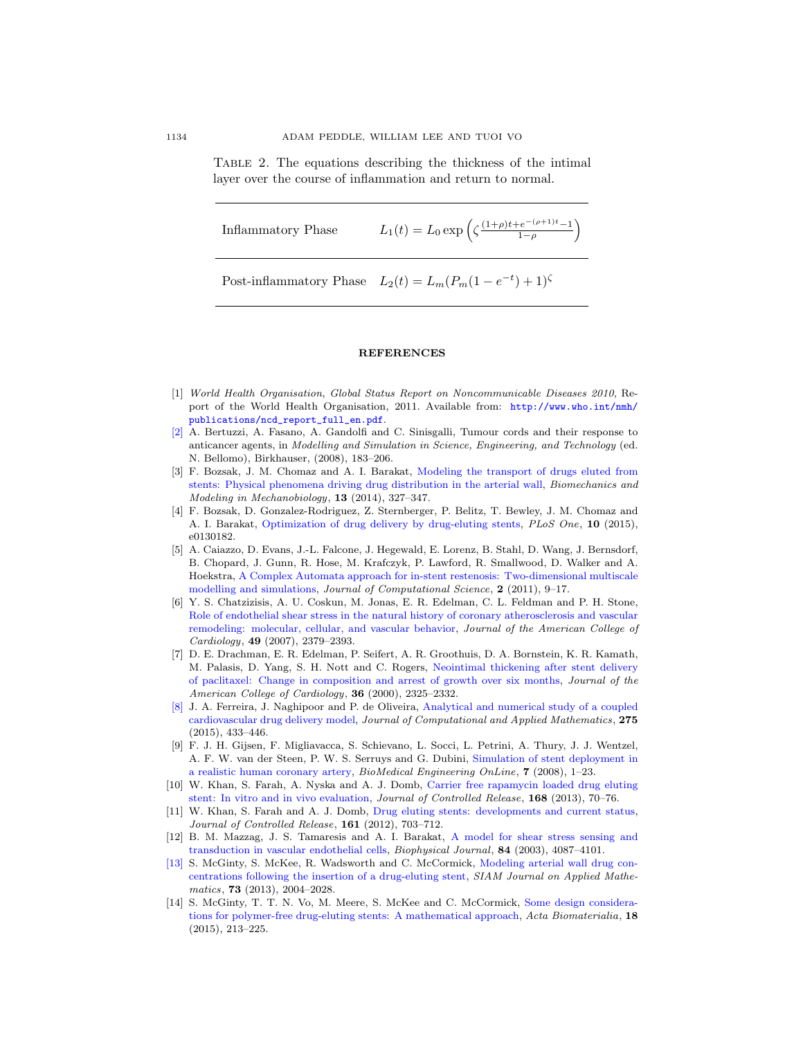Table 2. The equations describing the thickness of the intimal layer over the course of inflammation and return to normal.

| | |
|---|---|
| Inflammatory Phase | $L_1(t) = L_0 \exp\left(\zeta \frac{(1+\rho)t + e^{-(\rho+1)t} - 1}{1-\rho}\right)$ |
| Post-inflammatory Phase | $L_2(t) = L_m(P_m(1-e^{-t})+1)^{\zeta}$ |

## REFERENCES

[1] *World Health Organisation*, *Global Status Report on Noncommunicable Diseases 2010*, Report of the World Health Organisation, 2011. Available from: http://www.who.int/nmh/publications/ncd_report_full_en.pdf.

[2] A. Bertuzzi, A. Fasano, A. Gandolfi and C. Sinisgalli, Tumour cords and their response to anticancer agents, in *Modelling and Simulation in Science, Engineering, and Technology* (ed. N. Bellomo), Birkhauser, (2008), 183–206.

[3] F. Bozsak, J. M. Chomaz and A. I. Barakat, Modeling the transport of drugs eluted from stents: Physical phenomena driving drug distribution in the arterial wall, *Biomechanics and Modeling in Mechanobiology*, **13** (2014), 327–347.

[4] F. Bozsak, D. Gonzalez-Rodriguez, Z. Sternberger, P. Belitz, T. Bewley, J. M. Chomaz and A. I. Barakat, Optimization of drug delivery by drug-eluting stents, *PLoS One*, **10** (2015), e0130182.

[5] A. Caiazzo, D. Evans, J.-L. Falcone, J. Hegewald, E. Lorenz, B. Stahl, D. Wang, J. Bernsdorf, B. Chopard, J. Gunn, R. Hose, M. Krafczyk, P. Lawford, R. Smallwood, D. Walker and A. Hoekstra, A Complex Automata approach for in-stent restenosis: Two-dimensional multiscale modelling and simulations, *Journal of Computational Science*, **2** (2011), 9–17.

[6] Y. S. Chatzizisis, A. U. Coskun, M. Jonas, E. R. Edelman, C. L. Feldman and P. H. Stone, Role of endothelial shear stress in the natural history of coronary atherosclerosis and vascular remodeling: molecular, cellular, and vascular behavior, *Journal of the American College of Cardiology*, **49** (2007), 2379–2393.

[7] D. E. Drachman, E. R. Edelman, P. Seifert, A. R. Groothuis, D. A. Bornstein, K. R. Kamath, M. Palasis, D. Yang, S. H. Nott and C. Rogers, Neointimal thickening after stent delivery of paclitaxel: Change in composition and arrest of growth over six months, *Journal of the American College of Cardiology*, **36** (2000), 2325–2332.

[8] J. A. Ferreira, J. Naghipoor and P. de Oliveira, Analytical and numerical study of a coupled cardiovascular drug delivery model, *Journal of Computational and Applied Mathematics*, **275** (2015), 433–446.

[9] F. J. H. Gijsen, F. Migliavacca, S. Schievano, L. Socci, L. Petrini, A. Thury, J. J. Wentzel, A. F. W. van der Steen, P. W. S. Serruys and G. Dubini, Simulation of stent deployment in a realistic human coronary artery, *BioMedical Engineering OnLine*, **7** (2008), 1–23.

[10] W. Khan, S. Farah, A. Nyska and A. J. Domb, Carrier free rapamycin loaded drug eluting stent: In vitro and in vivo evaluation, *Journal of Controlled Release*, **168** (2013), 70–76.

[11] W. Khan, S. Farah and A. J. Domb, Drug eluting stents: developments and current status, *Journal of Controlled Release*, **161** (2012), 703–712.

[12] B. M. Mazzag, J. S. Tamaresis and A. I. Barakat, A model for shear stress sensing and transduction in vascular endothelial cells, *Biophysical Journal*, **84** (2003), 4087–4101.

[13] S. McGinty, S. McKee, R. Wadsworth and C. McCormick, Modeling arterial wall drug concentrations following the insertion of a drug-eluting stent, *SIAM Journal on Applied Mathematics*, **73** (2013), 2004–2028.

[14] S. McGinty, T. T. N. Vo, M. Meere, S. McKee and C. McCormick, Some design considerations for polymer-free drug-eluting stents: A mathematical approach, *Acta Biomaterialia*, **18** (2015), 213–225.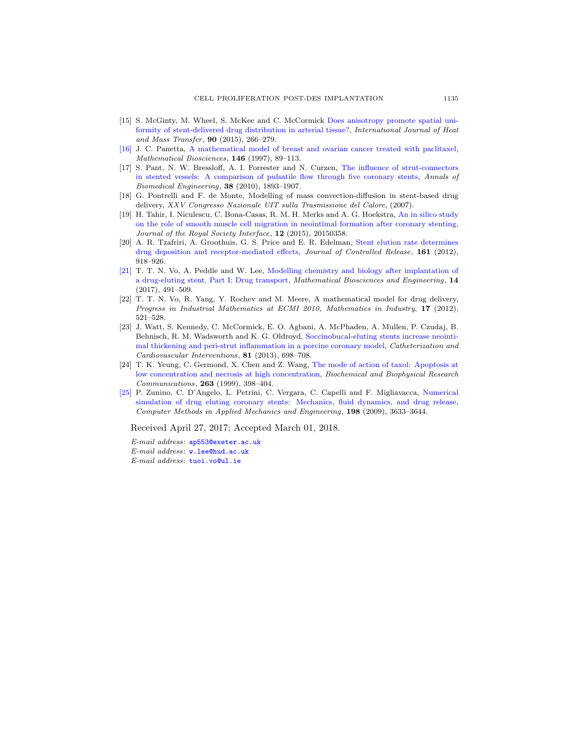[15] S. McGinty, M. Wheel, S. McKee and C. McCormick Does anisotropy promote spatial uniformity of stent-delivered drug distribution in arterial tissue?, *International Journal of Heat and Mass Transfer*, **90** (2015), 266–279.

[16] J. C. Panetta, A mathematical model of breast and ovarian cancer treated with paclitaxel, *Mathematical Biosciences*, **146** (1997), 89–113.

[17] S. Pant, N. W. Bressloff, A. I. Forrester and N. Curzen, The influence of strut-connectors in stented vessels: A comparison of pulsatile flow through five coronary stents, *Annals of Biomedical Engineering*, **38** (2010), 1893–1907.

[18] G. Pontrelli and F. de Monte, Modelling of mass convection-diffusion in stent-based drug delivery, *XXV Congresso Nazionale UIT sulla Trasmissione del Calore*, (2007).

[19] H. Tahir, I. Niculescu, C. Bona-Casas, R. M. H. Merks and A. G. Hoekstra, An in silico study on the role of smooth muscle cell migration in neointimal formation after coronary stenting, *Journal of the Royal Society Interface*, **12** (2015), 20150358.

[20] A. R. Tzafriri, A. Groothuis, G. S. Price and E. R. Edelman, Stent elution rate determines drug deposition and receptor-mediated effects, *Journal of Controlled Release*, **161** (2012), 918–926.

[21] T. T. N. Vo, A. Peddle and W. Lee, Modelling chemistry and biology after implantation of a drug-eluting stent. Part I: Drug transport, *Mathematical Biosciences and Engineering*, **14** (2017), 491–509.

[22] T. T. N. Vo, R. Yang, Y. Rochev and M. Meere, A mathematical model for drug delivery, *Progress in Industrial Mathematics at ECMI 2010, Mathematics in Industry*, **17** (2012), 521–528.

[23] J. Watt, S. Kennedy, C. McCormick, E. O. Agbani, A. McPhaden, A. Mullen, P. Czudaj, B. Behnisch, R. M. Wadsworth and K. G. Oldroyd, Soccinobucal-eluting stents increase neointimal thickening and peri-strut inflammation in a porcine coronary model, *Catheterization and Cardiovascular Interventions*, **81** (2013), 698–708.

[24] T. K. Yeung, C. Germond, X. Chen and Z. Wang, The mode of action of taxol: Apoptosis at low concentration and necrosis at high concentration, *Biochemical and Biophysical Research Communications*, **263** (1999), 398–404.

[25] P. Zunino, C. D'Angelo, L. Petrini, C. Vergara, C. Capelli and F. Migliavacca, Numerical simulation of drug eluting coronary stents: Mechanics, fluid dynamics, and drug release, *Computer Methods in Applied Mechanics and Engineering*, **198** (2009), 3633–3644.

Received April 27, 2017; Accepted March 01, 2018.

*E-mail address*: ap553@exeter.ac.uk
*E-mail address*: w.lee@hud.ac.uk
*E-mail address*: tuoi.vo@ul.ie